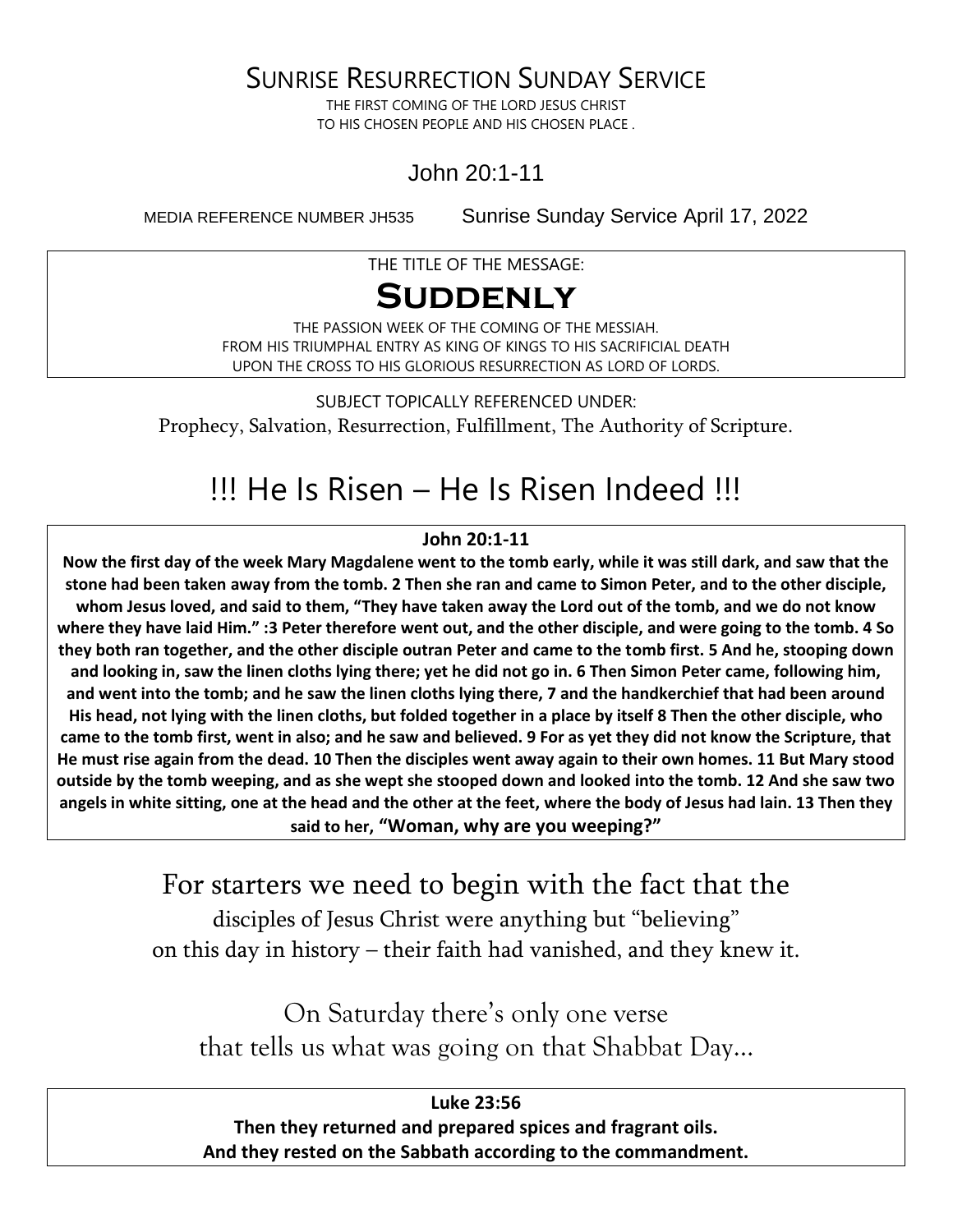# Sunrise Resurrection Sunday Service

THE FIRST COMING OF THE LORD JESUS CHRIST
TO HIS CHOSEN PEOPLE AND HIS CHOSEN PLACE .

## John 20:1-11

MEDIA REFERENCE NUMBER JH535 Sunrise Sunday Service April 17, 2022

THE TITLE OF THE MESSAGE:

# Suddenly

THE PASSION WEEK OF THE COMING OF THE MESSIAH.
FROM HIS TRIUMPHAL ENTRY AS KING OF KINGS TO HIS SACRIFICIAL DEATH
UPON THE CROSS TO HIS GLORIOUS RESURRECTION AS LORD OF LORDS.

SUBJECT TOPICALLY REFERENCED UNDER:
Prophecy, Salvation, Resurrection, Fulfillment, The Authority of Scripture.

# !!! He Is Risen – He Is Risen Indeed !!!

**John 20:1-11**

**Now the first day of the week Mary Magdalene went to the tomb early, while it was still dark, and saw that the stone had been taken away from the tomb. 2 Then she ran and came to Simon Peter, and to the other disciple, whom Jesus loved, and said to them, "They have taken away the Lord out of the tomb, and we do not know where they have laid Him." :3 Peter therefore went out, and the other disciple, and were going to the tomb. 4 So they both ran together, and the other disciple outran Peter and came to the tomb first. 5 And he, stooping down and looking in, saw the linen cloths lying there; yet he did not go in. 6 Then Simon Peter came, following him, and went into the tomb; and he saw the linen cloths lying there, 7 and the handkerchief that had been around His head, not lying with the linen cloths, but folded together in a place by itself 8 Then the other disciple, who came to the tomb first, went in also; and he saw and believed. 9 For as yet they did not know the Scripture, that He must rise again from the dead. 10 Then the disciples went away again to their own homes. 11 But Mary stood outside by the tomb weeping, and as she wept she stooped down and looked into the tomb. 12 And she saw two angels in white sitting, one at the head and the other at the feet, where the body of Jesus had lain. 13 Then they said to her, "Woman, why are you weeping?"**

For starters we need to begin with the fact that the disciples of Jesus Christ were anything but "believing" on this day in history – their faith had vanished, and they knew it.

On Saturday there's only one verse that tells us what was going on that Shabbat Day…

**Luke 23:56**

**Then they returned and prepared spices and fragrant oils.
And they rested on the Sabbath according to the commandment.**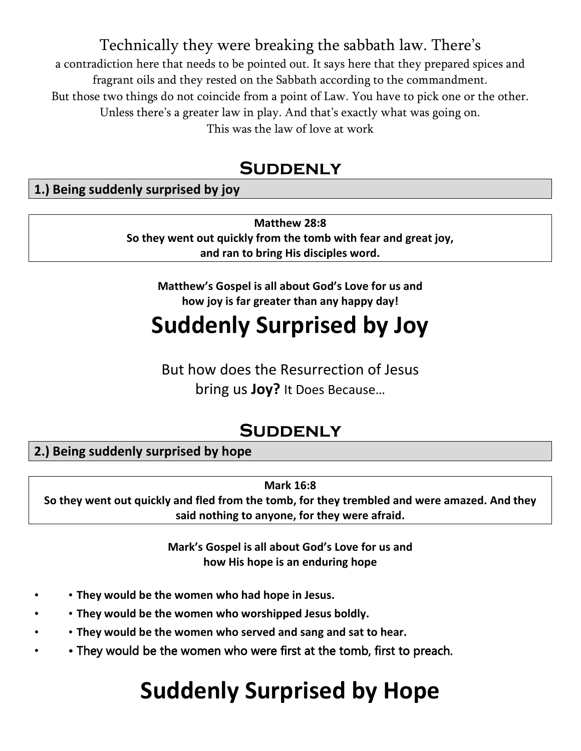Technically they were breaking the sabbath law. There's
a contradiction here that needs to be pointed out. It says here that they prepared spices and fragrant oils and they rested on the Sabbath according to the commandment.
But those two things do not coincide from a point of Law. You have to pick one or the other.
Unless there's a greater law in play. And that's exactly what was going on.
This was the law of love at work

## Suddenly

**1.) Being suddenly surprised by joy**

**Matthew 28:8**
**So they went out quickly from the tomb with fear and great joy, and ran to bring His disciples word.**

**Matthew's Gospel is all about God's Love for us and how joy is far greater than any happy day!**

# Suddenly Surprised by Joy

But how does the Resurrection of Jesus bring us **Joy?** It Does Because…

## Suddenly

**2.) Being suddenly surprised by hope**

**Mark 16:8**
**So they went out quickly and fled from the tomb, for they trembled and were amazed. And they said nothing to anyone, for they were afraid.**

**Mark's Gospel is all about God's Love for us and how His hope is an enduring hope**

- **They would be the women who had hope in Jesus.**
- **They would be the women who worshipped Jesus boldly.**
- **They would be the women who served and sang and sat to hear.**
- They would be the women who were first at the tomb, first to preach.

# Suddenly Surprised by Hope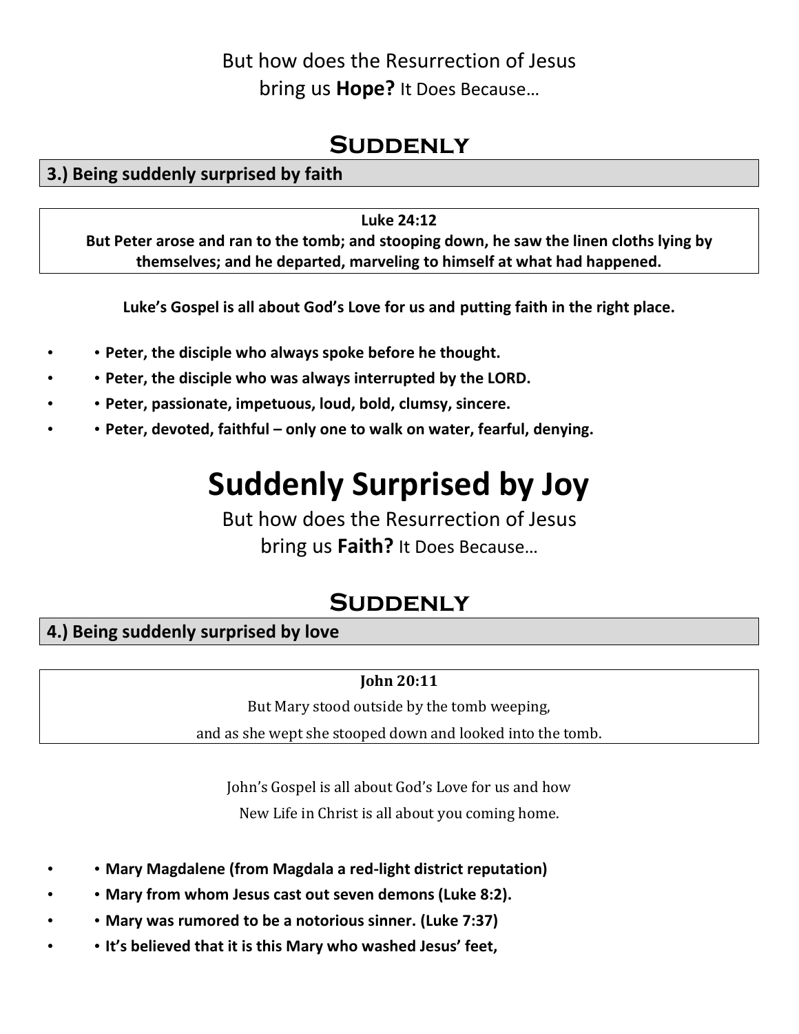But how does the Resurrection of Jesus
bring us **Hope?** It Does Because…

## Suddenly

**3.) Being suddenly surprised by faith**

**Luke 24:12**
**But Peter arose and ran to the tomb; and stooping down, he saw the linen cloths lying by themselves; and he departed, marveling to himself at what had happened.**

**Luke's Gospel is all about God's Love for us and putting faith in the right place.**

- **Peter, the disciple who always spoke before he thought.**
- **Peter, the disciple who was always interrupted by the LORD.**
- **Peter, passionate, impetuous, loud, bold, clumsy, sincere.**
- **Peter, devoted, faithful – only one to walk on water, fearful, denying.**

# Suddenly Surprised by Joy

But how does the Resurrection of Jesus
bring us **Faith?** It Does Because…

## Suddenly

**4.) Being suddenly surprised by love**

**John 20:11**
But Mary stood outside by the tomb weeping,
and as she wept she stooped down and looked into the tomb.

John's Gospel is all about God's Love for us and how
New Life in Christ is all about you coming home.

- **Mary Magdalene (from Magdala a red-light district reputation)**
- **Mary from whom Jesus cast out seven demons (Luke 8:2).**
- **Mary was rumored to be a notorious sinner. (Luke 7:37)**
- **It's believed that it is this Mary who washed Jesus' feet,**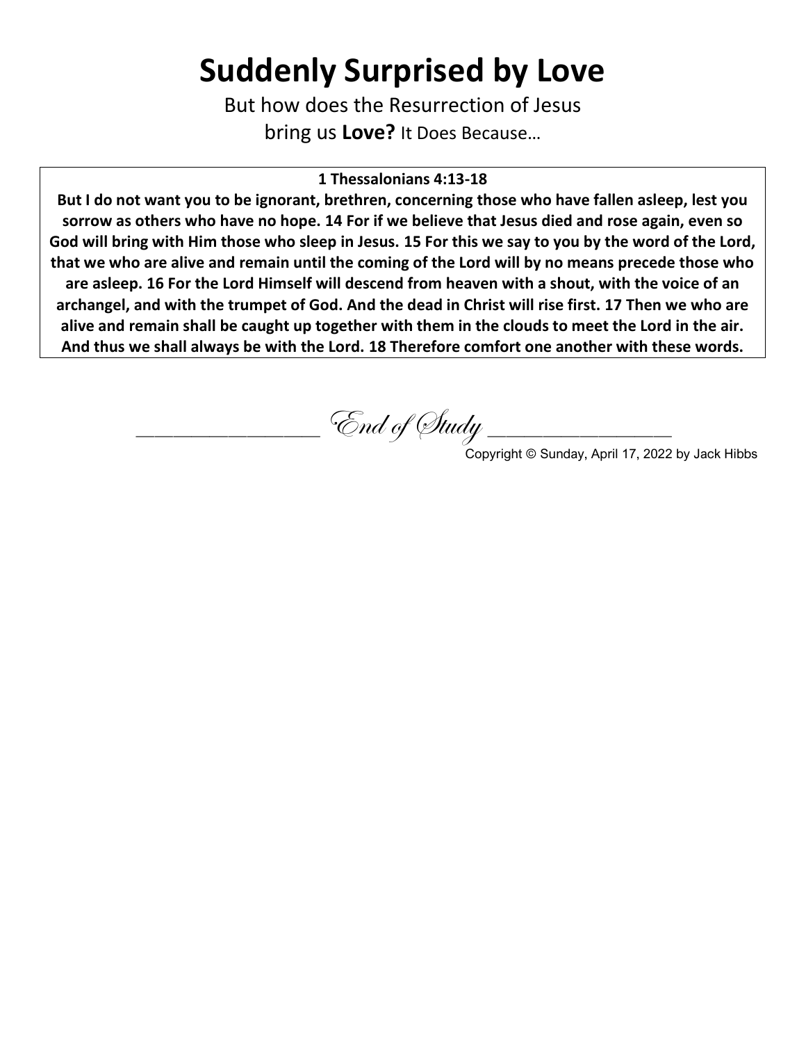# Suddenly Surprised by Love

But how does the Resurrection of Jesus bring us **Love?** It Does Because…

**1 Thessalonians 4:13-18**

**But I do not want you to be ignorant, brethren, concerning those who have fallen asleep, lest you sorrow as others who have no hope. 14 For if we believe that Jesus died and rose again, even so God will bring with Him those who sleep in Jesus. 15 For this we say to you by the word of the Lord, that we who are alive and remain until the coming of the Lord will by no means precede those who are asleep. 16 For the Lord Himself will descend from heaven with a shout, with the voice of an archangel, and with the trumpet of God. And the dead in Christ will rise first. 17 Then we who are alive and remain shall be caught up together with them in the clouds to meet the Lord in the air. And thus we shall always be with the Lord. 18 Therefore comfort one another with these words.**

_________________ *End of Study* _________________

Copyright © Sunday, April 17, 2022 by Jack Hibbs